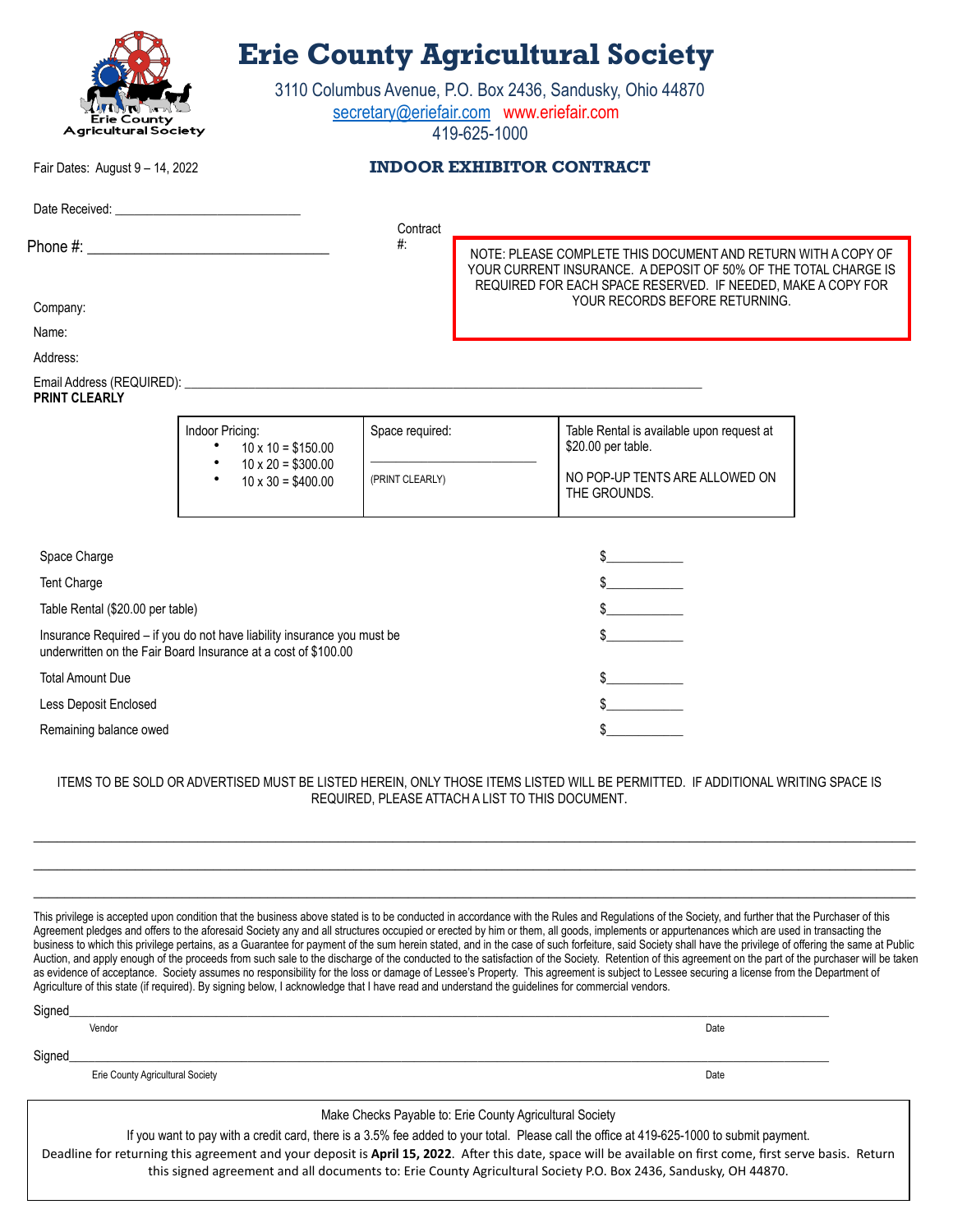# Erie County Agricultural Society

3110 Columbus Avenue, P.O. Box 2436, Sandusky, Ohio 44870
secretary@eriefair.com www.eriefair.com
419-625-1000

Fair Dates: August 9 – 14, 2022

## INDOOR EXHIBITOR CONTRACT

Date Received: ___________________________

Phone #: ________________________________

Contract #:

NOTE: PLEASE COMPLETE THIS DOCUMENT AND RETURN WITH A COPY OF YOUR CURRENT INSURANCE. A DEPOSIT OF 50% OF THE TOTAL CHARGE IS REQUIRED FOR EACH SPACE RESERVED. IF NEEDED, MAKE A COPY FOR YOUR RECORDS BEFORE RETURNING.

Company:

Name:

Address:

Email Address (REQUIRED): ______________________________________________

**PRINT CLEARLY**

| Indoor Pricing: | Space required: | Table Rental is available upon request at $20.00 per table. |
|---|---|---|
| • 10 x 10 = $150.00<br>• 10 x 20 = $300.00<br>• 10 x 30 = $400.00 | ________________________<br>(PRINT CLEARLY) | NO POP-UP TENTS ARE ALLOWED ON THE GROUNDS. |

| | |
|---|---|
| Space Charge | $___________ |
| Tent Charge | $___________ |
| Table Rental ($20.00 per table) | $___________ |
| Insurance Required – if you do not have liability insurance you must be underwritten on the Fair Board Insurance at a cost of $100.00 | $___________ |
| Total Amount Due | $___________ |
| Less Deposit Enclosed | $___________ |
| Remaining balance owed | $___________ |

ITEMS TO BE SOLD OR ADVERTISED MUST BE LISTED HEREIN, ONLY THOSE ITEMS LISTED WILL BE PERMITTED. IF ADDITIONAL WRITING SPACE IS REQUIRED, PLEASE ATTACH A LIST TO THIS DOCUMENT.

_______________________________________________________________________________

_______________________________________________________________________________

_______________________________________________________________________________

This privilege is accepted upon condition that the business above stated is to be conducted in accordance with the Rules and Regulations of the Society, and further that the Purchaser of this Agreement pledges and offers to the aforesaid Society any and all structures occupied or erected by him or them, all goods, implements or appurtenances which are used in transacting the business to which this privilege pertains, as a Guarantee for payment of the sum herein stated, and in the case of such forfeiture, said Society shall have the privilege of offering the same at Public Auction, and apply enough of the proceeds from such sale to the discharge of the conducted to the satisfaction of the Society. Retention of this agreement on the part of the purchaser will be taken as evidence of acceptance. Society assumes no responsibility for the loss or damage of Lessee's Property. This agreement is subject to Lessee securing a license from the Department of Agriculture of this state (if required). By signing below, I acknowledge that I have read and understand the guidelines for commercial vendors.

Signed_______________________________________________________________________
Vendor Date

Signed_______________________________________________________________________
Erie County Agricultural Society Date

Make Checks Payable to: Erie County Agricultural Society

If you want to pay with a credit card, there is a 3.5% fee added to your total. Please call the office at 419-625-1000 to submit payment.

Deadline for returning this agreement and your deposit is **April 15, 2022**. After this date, space will be available on first come, first serve basis. Return this signed agreement and all documents to: Erie County Agricultural Society P.O. Box 2436, Sandusky, OH 44870.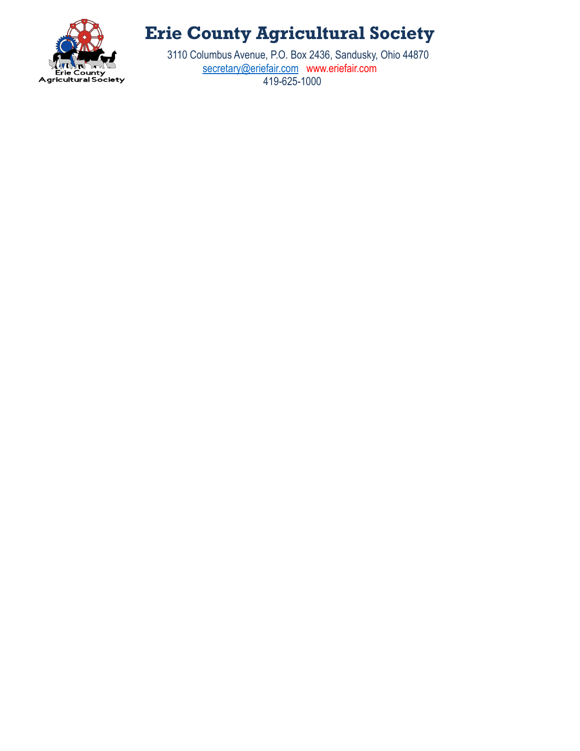# Erie County Agricultural Society

3110 Columbus Avenue, P.O. Box 2436, Sandusky, Ohio 44870

secretary@eriefair.com www.eriefair.com

419-625-1000